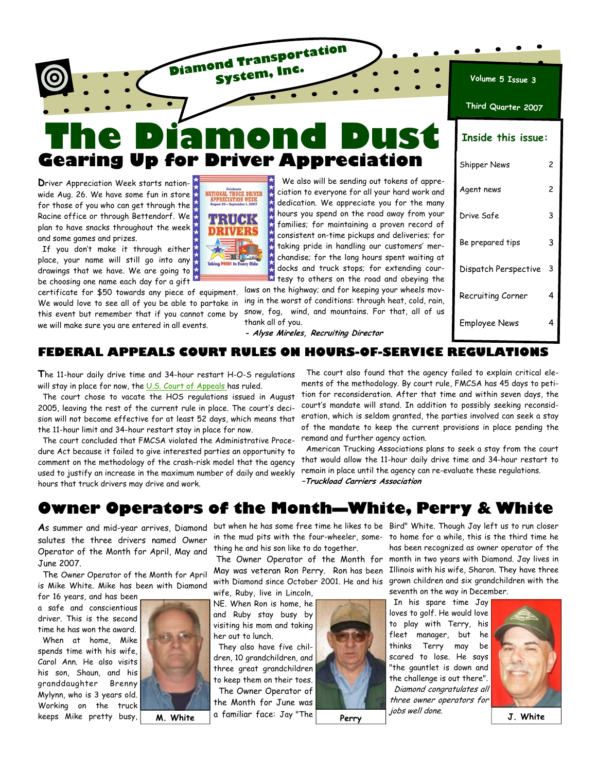Diamond Transportation System, Inc.

Volume 5 Issue 3

Third Quarter 2007

# The Diamond Dust

**Inside this issue:**

| | |
|---|---|
| Shipper News | 2 |
| Agent news | 2 |
| Drive Safe | 3 |
| Be prepared tips | 3 |
| Dispatch Perspective | 3 |
| Recruiting Corner | 4 |
| Employee News | 4 |

## Gearing Up for Driver Appreciation

Driver Appreciation Week starts nationwide Aug. 26. We have some fun in store for those of you who can get through the Racine office or through Bettendorf. We plan to have snacks throughout the week and some games and prizes.

If you don't make it through either place, your name will still go into any drawings that we have. We are going to be choosing one name each day for a gift certificate for $50 towards any piece of equipment. We would love to see all of you be able to partake in this event but remember that if you cannot come by we will make sure you are entered in all events.

We also will be sending out tokens of appreciation to everyone for all your hard work and dedication. We appreciate you for the many hours you spend on the road away from your families; for maintaining a proven record of consistent on-time pickups and deliveries; for taking pride in handling our customers' merchandise; for the long hours spent waiting at docks and truck stops; for extending courtesy to others on the road and obeying the laws on the highway; and for keeping your wheels moving in the worst of conditions: through heat, cold, rain, snow, fog, wind, and mountains. For that, all of us thank all of you.

***- Alyse Mireles, Recruiting Director***

## FEDERAL APPEALS COURT RULES ON HOURS-OF-SERVICE REGULATIONS

The 11-hour daily drive time and 34-hour restart H-O-S regulations will stay in place for now, the U.S. Court of Appeals has ruled.

The court chose to vacate the HOS regulations issued in August 2005, leaving the rest of the current rule in place. The court's decision will not become effective for at least 52 days, which means that the 11-hour limit and 34-hour restart stay in place for now.

The court concluded that FMCSA violated the Administrative Procedure Act because it failed to give interested parties an opportunity to comment on the methodology of the crash-risk model that the agency used to justify an increase in the maximum number of daily and weekly hours that truck drivers may drive and work.

The court also found that the agency failed to explain critical elements of the methodology. By court rule, FMCSA has 45 days to petition for reconsideration. After that time and within seven days, the court's mandate will stand. In addition to possibly seeking reconsideration, which is seldom granted, the parties involved can seek a stay of the mandate to keep the current provisions in place pending the remand and further agency action.

American Trucking Associations plans to seek a stay from the court that would allow the 11-hour daily drive time and 34-hour restart to remain in place until the agency can re-evaluate these regulations.

***-Truckload Carriers Association***

## Owner Operators of the Month—White, Perry & White

As summer and mid-year arrives, Diamond salutes the three drivers named Owner Operator of the Month for April, May and June 2007.

The Owner Operator of the Month for April is Mike White. Mike has been with Diamond for 16 years, and has been a safe and conscientious driver. This is the second time he has won the award.

When at home, Mike spends time with his wife, Carol Ann. He also visits his son, Shaun, and his granddaughter Brenny Mylynn, who is 3 years old. Working on the truck keeps Mike pretty busy, but when he has some free time he likes to be in the mud pits with the four-wheeler, something he and his son like to do together.

**M. White**

The Owner Operator of the Month for May was veteran Ron Perry. Ron has been with Diamond since October 2001. He and his wife, Ruby, live in Lincoln, NE. When Ron is home, he and Ruby stay busy by visiting his mom and taking her out to lunch.

They also have five children, 10 grandchildren, and three great grandchildren to keep them on their toes.

**Perry**

The Owner Operator of the Month for June was a familiar face: Jay "The Bird" White. Though Jay left us to run closer to home for a while, this is the third time he has been recognized as owner operator of the month in two years with Diamond. Jay lives in Illinois with his wife, Sharon. They have three grown children and six grandchildren with the seventh on the way in December.

In his spare time Jay loves to golf. He would love to play with Terry, his fleet manager, but he thinks Terry may be scared to lose. He says "the gauntlet is down and the challenge is out there".

*Diamond congratulates all three owner operators for jobs well done.*

**J. White**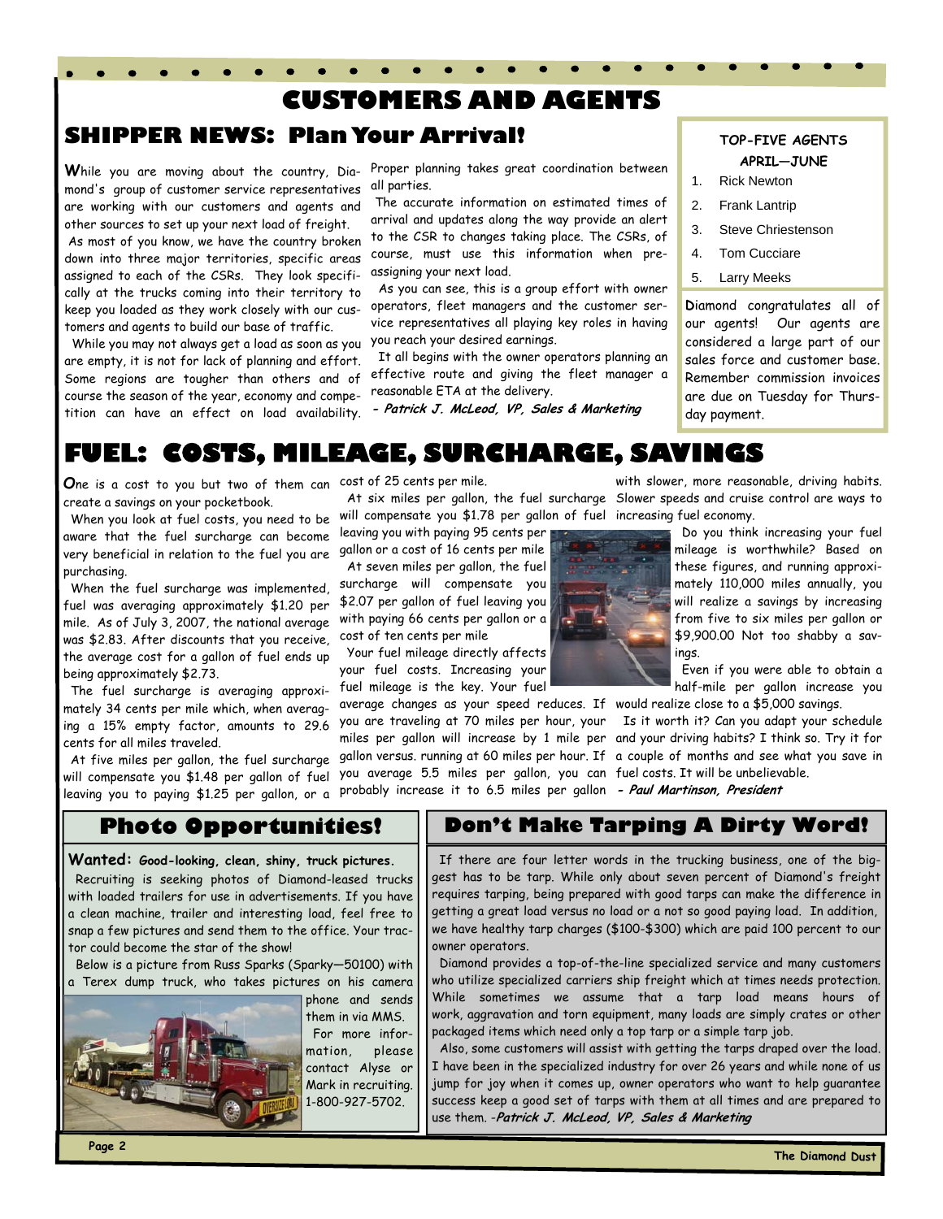# CUSTOMERS AND AGENTS

## SHIPPER NEWS: Plan Your Arrival!

While you are moving about the country, Diamond's group of customer service representatives are working with our customers and agents and other sources to set up your next load of freight.

As most of you know, we have the country broken down into three major territories, specific areas assigned to each of the CSRs. They look specifically at the trucks coming into their territory to keep you loaded as they work closely with our customers and agents to build our base of traffic.

While you may not always get a load as soon as you are empty, it is not for lack of planning and effort. Some regions are tougher than others and of course the season of the year, economy and competition can have an effect on load availability. Proper planning takes great coordination between all parties.

The accurate information on estimated times of arrival and updates along the way provide an alert to the CSR to changes taking place. The CSRs, of course, must use this information when pre-assigning your next load.

As you can see, this is a group effort with owner operators, fleet managers and the customer service representatives all playing key roles in having you reach your desired earnings.

It all begins with the owner operators planning an effective route and giving the fleet manager a reasonable ETA at the delivery.

*- Patrick J. McLeod, VP, Sales & Marketing*

### TOP-FIVE AGENTS APRIL—JUNE

1. Rick Newton
2. Frank Lantrip
3. Steve Chriestenson
4. Tom Cucciare
5. Larry Meeks

Diamond congratulates all of our agents! Our agents are considered a large part of our sales force and customer base. Remember commission invoices are due on Tuesday for Thursday payment.

## FUEL: COSTS, MILEAGE, SURCHARGE, SAVINGS

One is a cost to you but two of them can create a savings on your pocketbook.

When you look at fuel costs, you need to be aware that the fuel surcharge can become very beneficial in relation to the fuel you are purchasing.

When the fuel surcharge was implemented, fuel was averaging approximately $1.20 per mile. As of July 3, 2007, the national average was $2.83. After discounts that you receive, the average cost for a gallon of fuel ends up being approximately $2.73.

The fuel surcharge is averaging approximately 34 cents per mile which, when averaging a 15% empty factor, amounts to 29.6 cents for all miles traveled.

At five miles per gallon, the fuel surcharge will compensate you $1.48 per gallon of fuel leaving you to paying $1.25 per gallon, or a cost of 25 cents per mile.

At six miles per gallon, the fuel surcharge will compensate you $1.78 per gallon of fuel leaving you with paying 95 cents per gallon or a cost of 16 cents per mile

At seven miles per gallon, the fuel surcharge will compensate you $2.07 per gallon of fuel leaving you with paying 66 cents per gallon or a cost of ten cents per mile

Your fuel mileage directly affects your fuel costs. Increasing your fuel mileage is the key. Your fuel average changes as your speed reduces. If you are traveling at 70 miles per hour, your miles per gallon will increase by 1 mile per gallon versus. running at 60 miles per hour. If you average 5.5 miles per gallon, you can probably increase it to 6.5 miles per gallon with slower, more reasonable, driving habits. Slower speeds and cruise control are ways to increasing fuel economy.

Do you think increasing your fuel mileage is worthwhile? Based on these figures, and running approximately 110,000 miles annually, you will realize a savings by increasing from five to six miles per gallon or $9,900.00 Not too shabby a savings.

Even if you were able to obtain a half-mile per gallon increase you would realize close to a $5,000 savings.

Is it worth it? Can you adapt your schedule and your driving habits? I think so. Try it for a couple of months and see what you save in fuel costs. It will be unbelievable.

*- Paul Martinson, President*

## Photo Opportunities!

**Wanted: Good-looking, clean, shiny, truck pictures.**

Recruiting is seeking photos of Diamond-leased trucks with loaded trailers for use in advertisements. If you have a clean machine, trailer and interesting load, feel free to snap a few pictures and send them to the office. Your tractor could become the star of the show!

Below is a picture from Russ Sparks (Sparky—50100) with a Terex dump truck, who takes pictures on his camera phone and sends them in via MMS.

For more information, please contact Alyse or Mark in recruiting. 1-800-927-5702.

## Don't Make Tarping A Dirty Word!

If there are four letter words in the trucking business, one of the biggest has to be tarp. While only about seven percent of Diamond's freight requires tarping, being prepared with good tarps can make the difference in getting a great load versus no load or a not so good paying load. In addition, we have healthy tarp charges ($100-$300) which are paid 100 percent to our owner operators.

Diamond provides a top-of-the-line specialized service and many customers who utilize specialized carriers ship freight which at times needs protection. While sometimes we assume that a tarp load means hours of work, aggravation and torn equipment, many loads are simply crates or other packaged items which need only a top tarp or a simple tarp job.

Also, some customers will assist with getting the tarps draped over the load. I have been in the specialized industry for over 26 years and while none of us jump for joy when it comes up, owner operators who want to help guarantee success keep a good set of tarps with them at all times and are prepared to use them. *-Patrick J. McLeod, VP, Sales & Marketing*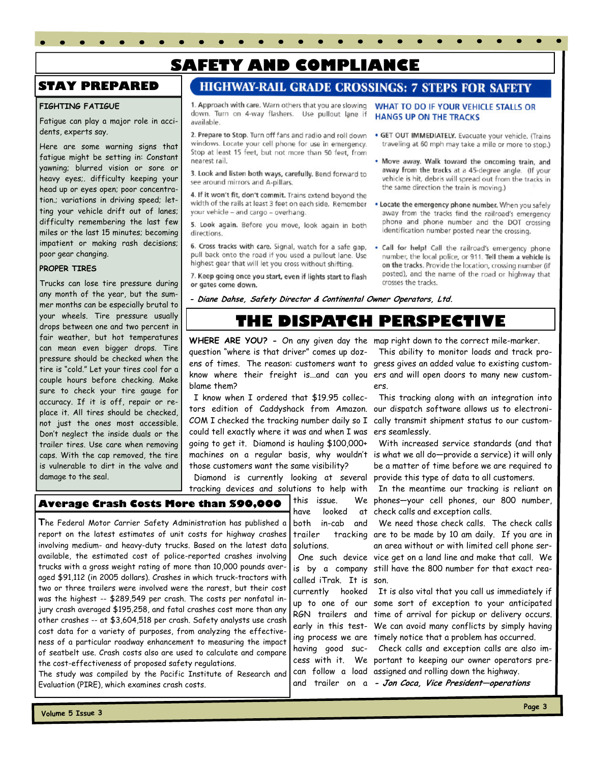# SAFETY AND COMPLIANCE

## STAY PREPARED

### FIGHTING FATIGUE

Fatigue can play a major role in accidents, experts say.

Here are some warning signs that fatigue might be setting in: Constant yawning; blurred vision or sore or heavy eyes;. difficulty keeping your head up or eyes open; poor concentration.; variations in driving speed; letting your vehicle drift out of lanes; difficulty remembering the last few miles or the last 15 minutes; becoming impatient or making rash decisions; poor gear changing.

### PROPER TIRES

Trucks can lose tire pressure during any month of the year, but the summer months can be especially brutal to your wheels. Tire pressure usually drops between one and two percent in fair weather, but hot temperatures can mean even bigger drops. Tire pressure should be checked when the tire is "cold." Let your tires cool for a couple hours before checking. Make sure to check your tire gauge for accuracy. If it is off, repair or replace it. All tires should be checked, not just the ones most accessible. Don't neglect the inside duals or the trailer tires. Use care when removing caps. With the cap removed, the tire is vulnerable to dirt in the valve and damage to the seal.

## HIGHWAY-RAIL GRADE CROSSINGS: 7 STEPS FOR SAFETY

1. **Approach with care.** Warn others that you are slowing down. Turn on 4-way flashers. Use pullout lane if available.
2. **Prepare to Stop.** Turn off fans and radio and roll down windows. Locate your cell phone for use in emergency. Stop at least 15 feet, but not more than 50 feet, from nearest rail.
3. **Look and listen both ways, carefully.** Bend forward to see around mirrors and A-pillars.
4. **If it won't fit, don't commit.** Trains extend beyond the width of the rails at least 3 feet on each side. Remember your vehicle – and cargo – overhang.
5. **Look again.** Before you move, look again in both directions.
6. **Cross tracks with care.** Signal, watch for a safe gap, pull back onto the road if you used a pullout lane. Use highest gear that will let you cross without shifting.
7. **Keep going once you start, even if lights start to flash or gates come down.**

### WHAT TO DO IF YOUR VEHICLE STALLS OR HANGS UP ON THE TRACKS

- **GET OUT IMMEDIATELY.** Evacuate your vehicle. (Trains traveling at 60 mph may take a mile or more to stop.)
- **Move away. Walk toward the oncoming train, and away from the tracks at a 45-degree angle.** (If your vehicle is hit, debris will spread out from the tracks in the same direction the train is moving.)
- **Locate the emergency phone number.** When you safely away from the tracks find the railroad's emergency phone and phone number and the DOT crossing identification number posted near the crossing.
- **Call for help!** Call the railroad's emergency phone number, the local police, or 911. **Tell them a vehicle is on the tracks.** Provide the location, crossing number (if posted), and the name of the road or highway that crosses the tracks.

*- Diane Dahse, Safety Director & Continental Owner Operators, Ltd.*

## Average Crash Costs More than $90,000

The Federal Motor Carrier Safety Administration has published a report on the latest estimates of unit costs for highway crashes involving medium- and heavy-duty trucks. Based on the latest data available, the estimated cost of police-reported crashes involving trucks with a gross weight rating of more than 10,000 pounds averaged $91,112 (in 2005 dollars). Crashes in which truck-tractors with two or three trailers were involved were the rarest, but their cost was the highest -- $289,549 per crash. The costs per nonfatal injury crash averaged $195,258, and fatal crashes cost more than any other crashes -- at $3,604,518 per crash. Safety analysts use crash cost data for a variety of purposes, from analyzing the effectiveness of a particular roadway enhancement to measuring the impact of seatbelt use. Crash costs also are used to calculate and compare the cost-effectiveness of proposed safety regulations.
The study was compiled by the Pacific Institute of Research and Evaluation (PIRE), which examines crash costs.

# THE DISPATCH PERSPECTIVE

**WHERE ARE YOU? -** On any given day the question "where is that driver" comes up dozens of times. The reason: customers want to know where their freight is...and can you blame them?

I know when I ordered that $19.95 collectors edition of Caddyshack from Amazon. COM I checked the tracking number daily so I could tell exactly where it was and when I was going to get it. Diamond is hauling $100,000+ machines on a regular basis, why wouldn't those customers want the same visibility?

Diamond is currently looking at several tracking devices and solutions to help with this issue. We have looked at both in-cab and trailer tracking solutions.

One such device is by a company called iTrak. It is currently hooked up to one of our RGN trailers and early in this testing process we are having good success with it. We can follow a load and trailer on a map right down to the correct mile-marker.

This ability to monitor loads and track progress gives an added value to existing customers and will open doors to many new customers.

This tracking along with an integration into our dispatch software allows us to electronically transmit shipment status to our customers seamlessly.

With increased service standards (and that is what we all do—provide a service) it will only be a matter of time before we are required to provide this type of data to all customers.

In the meantime our tracking is reliant on phones—your cell phones, our 800 number, check calls and exception calls.

We need those check calls. The check calls are to be made by 10 am daily. If you are in an area without or with limited cell phone service get on a land line and make that call. We still have the 800 number for that exact reason.

It is also vital that you call us immediately if some sort of exception to your anticipated time of arrival for pickup or delivery occurs. We can avoid many conflicts by simply having timely notice that a problem has occurred.

Check calls and exception calls are also important to keeping our owner operators preassigned and rolling down the highway.

*- Jon Coca, Vice President—operations*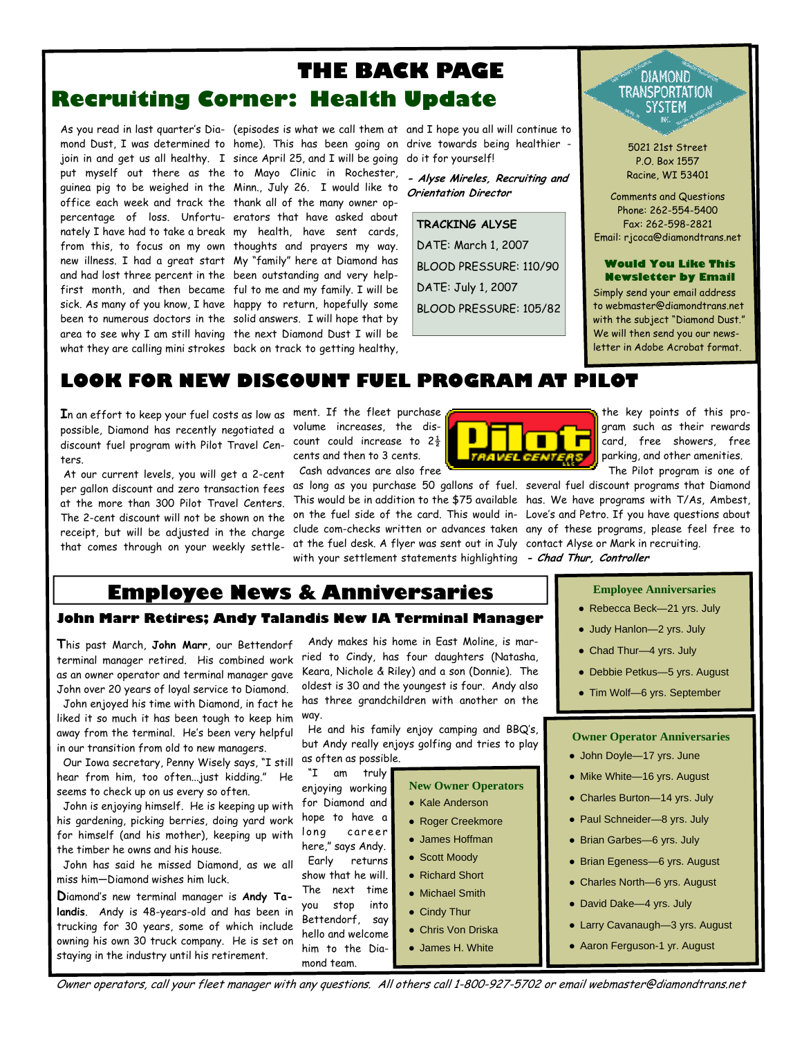# THE BACK PAGE

## Recruiting Corner: Health Update

As you read in last quarter's Diamond Dust, I was determined to join in and get us all healthy. I put myself out there as the guinea pig to be weighed in the office each week and track the percentage of loss. Unfortunately I have had to take a break from this, to focus on my own new illness. I had a great start and had lost three percent in the first month, and then became sick. As many of you know, I have been to numerous doctors in the area to see why I am still having what they are calling mini strokes (episodes is what we call them at home). This has been going on since April 25, and I will be going to Mayo Clinic in Rochester, Minn., July 26. I would like to thank all of the many owner operators that have asked about my health, have sent cards, thoughts and prayers my way. My "family" here at Diamond has been outstanding and very helpful to me and my family. I will be happy to return, hopefully some solid answers. I will hope that by the next Diamond Dust I will be back on track to getting healthy, and I hope you all will continue to drive towards being healthier - do it for yourself!

***- Alyse Mireles, Recruiting and Orientation Director***

**TRACKING ALYSE**

DATE: March 1, 2007

BLOOD PRESSURE: 110/90

DATE: July 1, 2007

BLOOD PRESSURE: 105/82

DIAMOND TRANSPORTATION SYSTEM INC.

5021 21st Street
P.O. Box 1557
Racine, WI 53401

Comments and Questions
Phone: 262-554-5400
Fax: 262-598-2821
Email: rjcoca@diamondtrans.net

**Would You Like This Newsletter by Email**

Simply send your email address to webmaster@diamondtrans.net with the subject "Diamond Dust." We will then send you our newsletter in Adobe Acrobat format.

## LOOK FOR NEW DISCOUNT FUEL PROGRAM AT PILOT

In an effort to keep your fuel costs as low as possible, Diamond has recently negotiated a discount fuel program with Pilot Travel Centers.

At our current levels, you will get a 2-cent per gallon discount and zero transaction fees at the more than 300 Pilot Travel Centers. The 2-cent discount will not be shown on the receipt, but will be adjusted in the charge that comes through on your weekly settlement. If the fleet purchase volume increases, the discount could increase to 2½ cents and then to 3 cents.

Cash advances are also free as long as you purchase 50 gallons of fuel. This would be in addition to the $75 available on the fuel side of the card. This would include com-checks written or advances taken at the fuel desk. A flyer was sent out in July with your settlement statements highlighting the key points of this program such as their rewards card, free showers, free parking, and other amenities.

The Pilot program is one of several fuel discount programs that Diamond has. We have programs with T/As, Ambest, Love's and Petro. If you have questions about any of these programs, please feel free to contact Alyse or Mark in recruiting.

***- Chad Thur, Controller***

## Employee News & Anniversaries

### John Marr Retires; Andy Talandis New IA Terminal Manager

This past March, **John Marr**, our Bettendorf terminal manager retired. His combined work as an owner operator and terminal manager gave John over 20 years of loyal service to Diamond.

John enjoyed his time with Diamond, in fact he liked it so much it has been tough to keep him away from the terminal. He's been very helpful in our transition from old to new managers.

Our Iowa secretary, Penny Wisely says, "I still hear from him, too often...just kidding." He seems to check up on us every so often.

John is enjoying himself. He is keeping up with his gardening, picking berries, doing yard work for himself (and his mother), keeping up with the timber he owns and his house.

John has said he missed Diamond, as we all miss him—Diamond wishes him luck.

Diamond's new terminal manager is **Andy Talandis**. Andy is 48-years-old and has been in trucking for 30 years, some of which include owning his own 30 truck company. He is set on staying in the industry until his retirement.

Andy makes his home in East Moline, is married to Cindy, has four daughters (Natasha, Keara, Nichole & Riley) and a son (Donnie). The oldest is 30 and the youngest is four. Andy also has three grandchildren with another on the way.

He and his family enjoy camping and BBQ's, but Andy really enjoys golfing and tries to play as often as possible.

"I am truly enjoying working for Diamond and hope to have a long career here," says Andy. Early returns show that he will. The next time you stop into Bettendorf, say hello and welcome him to the Diamond team.

**New Owner Operators**

- Kale Anderson
- Roger Creekmore
- James Hoffman
- Scott Moody
- Richard Short
- Michael Smith
- Cindy Thur
- Chris Von Driska
- James H. White

**Employee Anniversaries**

- Rebecca Beck—21 yrs. July
- Judy Hanlon—2 yrs. July
- Chad Thur—4 yrs. July
- Debbie Petkus—5 yrs. August
- Tim Wolf—6 yrs. September

**Owner Operator Anniversaries**

- John Doyle—17 yrs. June
- Mike White—16 yrs. August
- Charles Burton—14 yrs. July
- Paul Schneider—8 yrs. July
- Brian Garbes—6 yrs. July
- Brian Egeness—6 yrs. August
- Charles North—6 yrs. August
- David Dake—4 yrs. July
- Larry Cavanaugh—3 yrs. August
- Aaron Ferguson-1 yr. August

*Owner operators, call your fleet manager with any questions. All others call 1-800-927-5702 or email webmaster@diamondtrans.net*